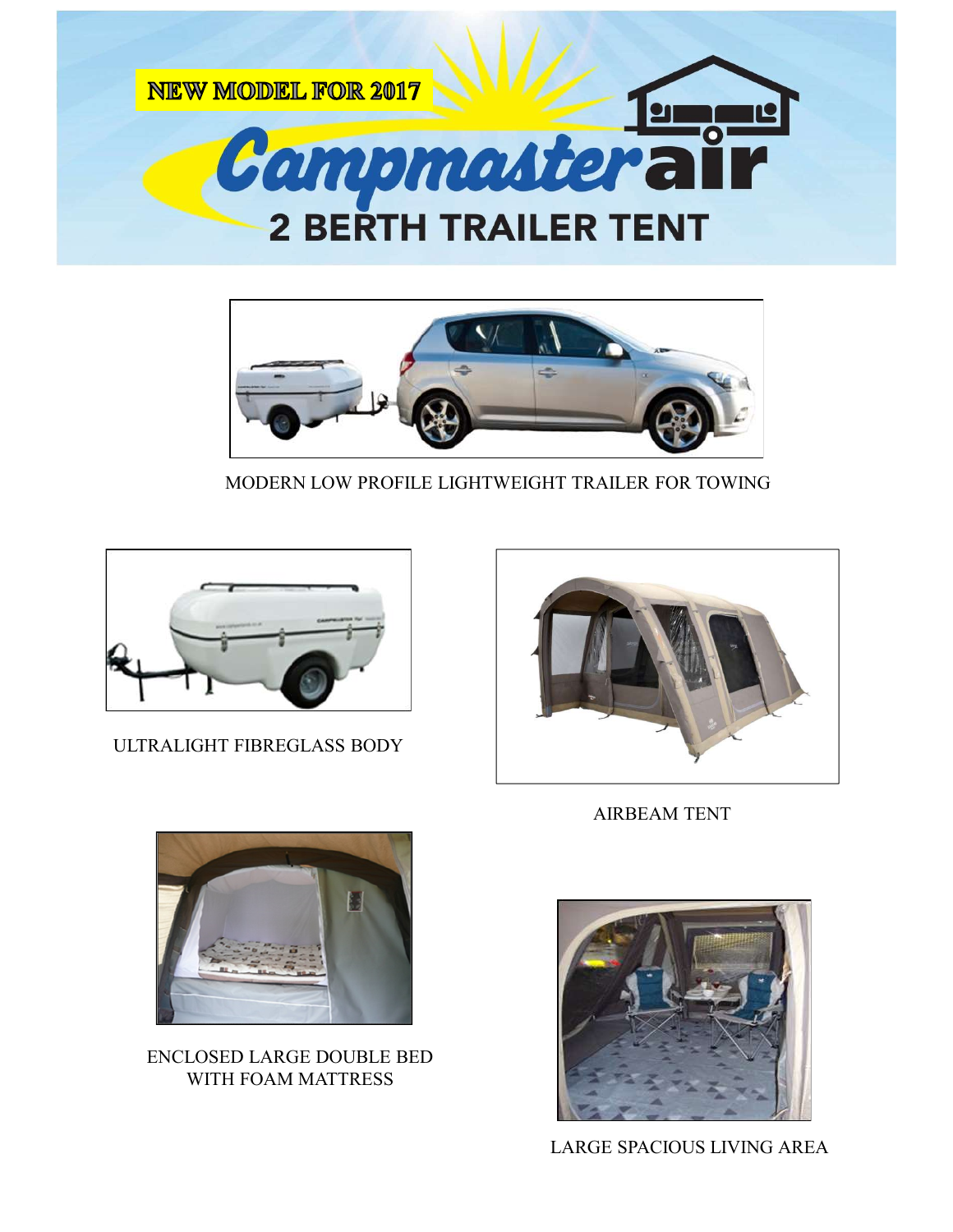NEW MODEL FOR 2017

# Campmaster air

## 2 BERTH TRAILER TENT

MODERN LOW PROFILE LIGHTWEIGHT TRAILER FOR TOWING

ULTRALIGHT FIBREGLASS BODY

AIRBEAM TENT

ENCLOSED LARGE DOUBLE BED
WITH FOAM MATTRESS

LARGE SPACIOUS LIVING AREA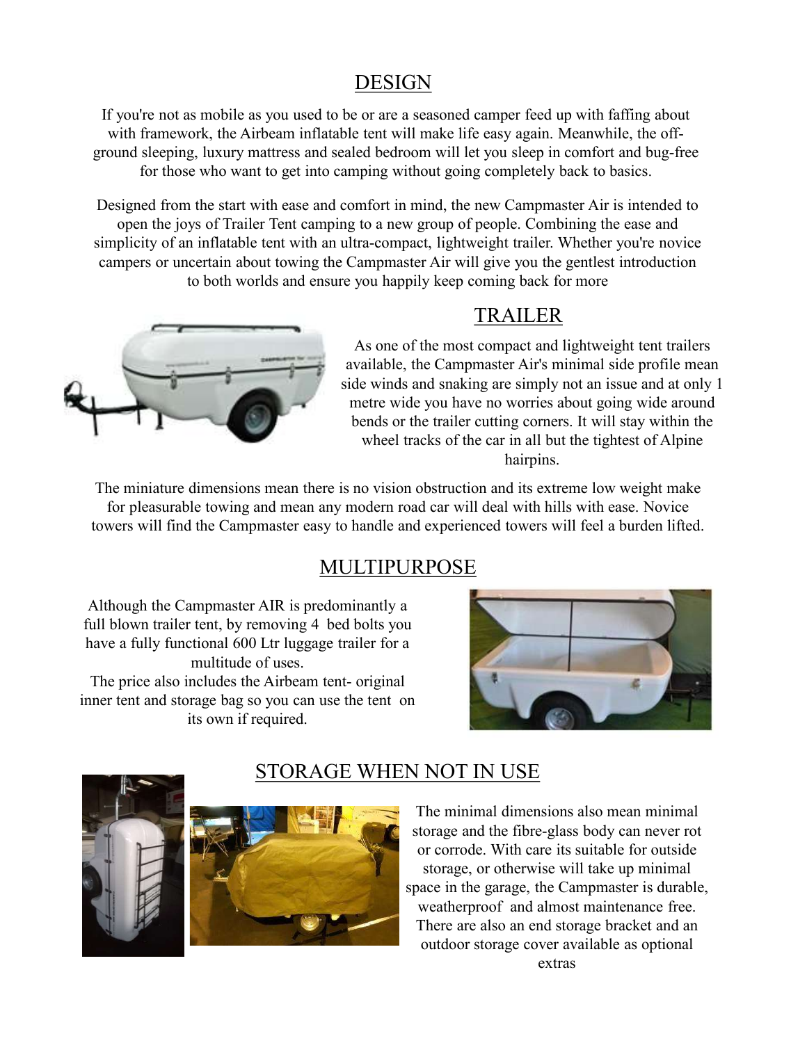## DESIGN

If you're not as mobile as you used to be or are a seasoned camper feed up with faffing about with framework, the Airbeam inflatable tent will make life easy again. Meanwhile, the off-ground sleeping, luxury mattress and sealed bedroom will let you sleep in comfort and bug-free for those who want to get into camping without going completely back to basics.

Designed from the start with ease and comfort in mind, the new Campmaster Air is intended to open the joys of Trailer Tent camping to a new group of people. Combining the ease and simplicity of an inflatable tent with an ultra-compact, lightweight trailer. Whether you're novice campers or uncertain about towing the Campmaster Air will give you the gentlest introduction to both worlds and ensure you happily keep coming back for more

## TRAILER

As one of the most compact and lightweight tent trailers available, the Campmaster Air's minimal side profile mean side winds and snaking are simply not an issue and at only 1 metre wide you have no worries about going wide around bends or the trailer cutting corners. It will stay within the wheel tracks of the car in all but the tightest of Alpine hairpins.

The miniature dimensions mean there is no vision obstruction and its extreme low weight make for pleasurable towing and mean any modern road car will deal with hills with ease. Novice towers will find the Campmaster easy to handle and experienced towers will feel a burden lifted.

## MULTIPURPOSE

Although the Campmaster AIR is predominantly a full blown trailer tent, by removing 4 bed bolts you have a fully functional 600 Ltr luggage trailer for a multitude of uses.
The price also includes the Airbeam tent- original inner tent and storage bag so you can use the tent on its own if required.

## STORAGE WHEN NOT IN USE

The minimal dimensions also mean minimal storage and the fibre-glass body can never rot or corrode. With care its suitable for outside storage, or otherwise will take up minimal space in the garage, the Campmaster is durable, weatherproof and almost maintenance free. There are also an end storage bracket and an outdoor storage cover available as optional extras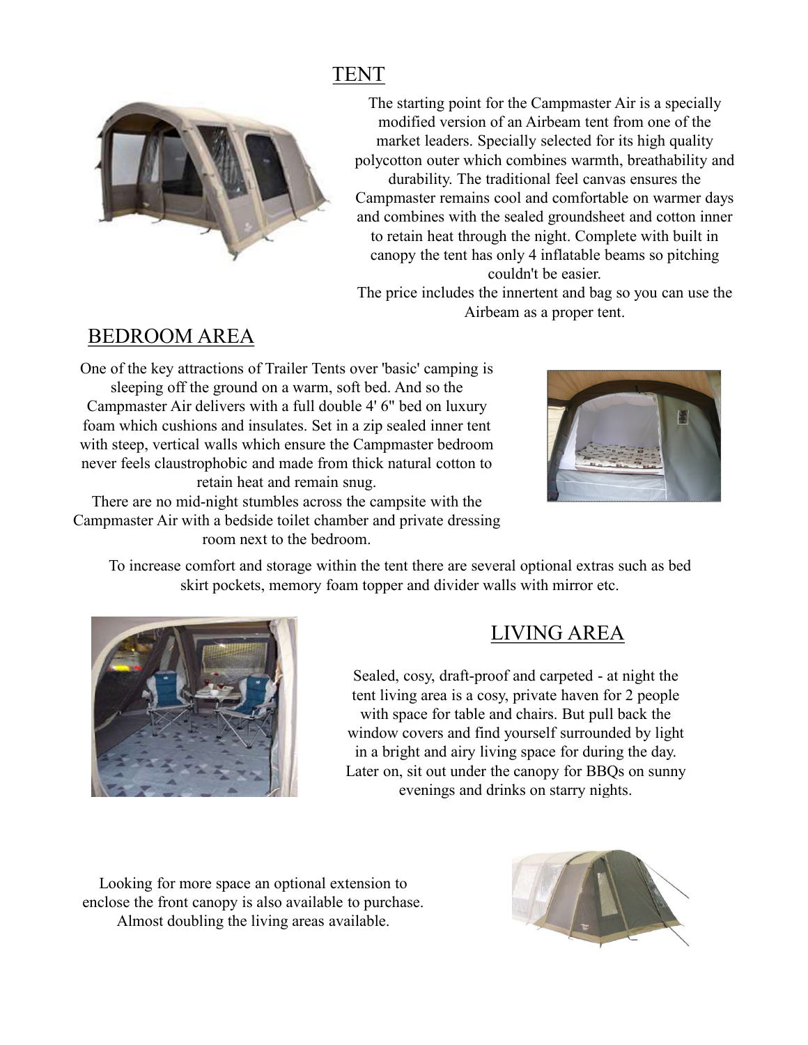## TENT

The starting point for the Campmaster Air is a specially modified version of an Airbeam tent from one of the market leaders. Specially selected for its high quality polycotton outer which combines warmth, breathability and durability. The traditional feel canvas ensures the Campmaster remains cool and comfortable on warmer days and combines with the sealed groundsheet and cotton inner to retain heat through the night. Complete with built in canopy the tent has only 4 inflatable beams so pitching couldn't be easier.

The price includes the innertent and bag so you can use the Airbeam as a proper tent.

## BEDROOM AREA

One of the key attractions of Trailer Tents over 'basic' camping is sleeping off the ground on a warm, soft bed. And so the Campmaster Air delivers with a full double 4' 6" bed on luxury foam which cushions and insulates. Set in a zip sealed inner tent with steep, vertical walls which ensure the Campmaster bedroom never feels claustrophobic and made from thick natural cotton to retain heat and remain snug.

There are no mid-night stumbles across the campsite with the Campmaster Air with a bedside toilet chamber and private dressing room next to the bedroom.

To increase comfort and storage within the tent there are several optional extras such as bed skirt pockets, memory foam topper and divider walls with mirror etc.

## LIVING AREA

Sealed, cosy, draft-proof and carpeted - at night the tent living area is a cosy, private haven for 2 people with space for table and chairs. But pull back the window covers and find yourself surrounded by light in a bright and airy living space for during the day. Later on, sit out under the canopy for BBQs on sunny evenings and drinks on starry nights.

Looking for more space an optional extension to enclose the front canopy is also available to purchase. Almost doubling the living areas available.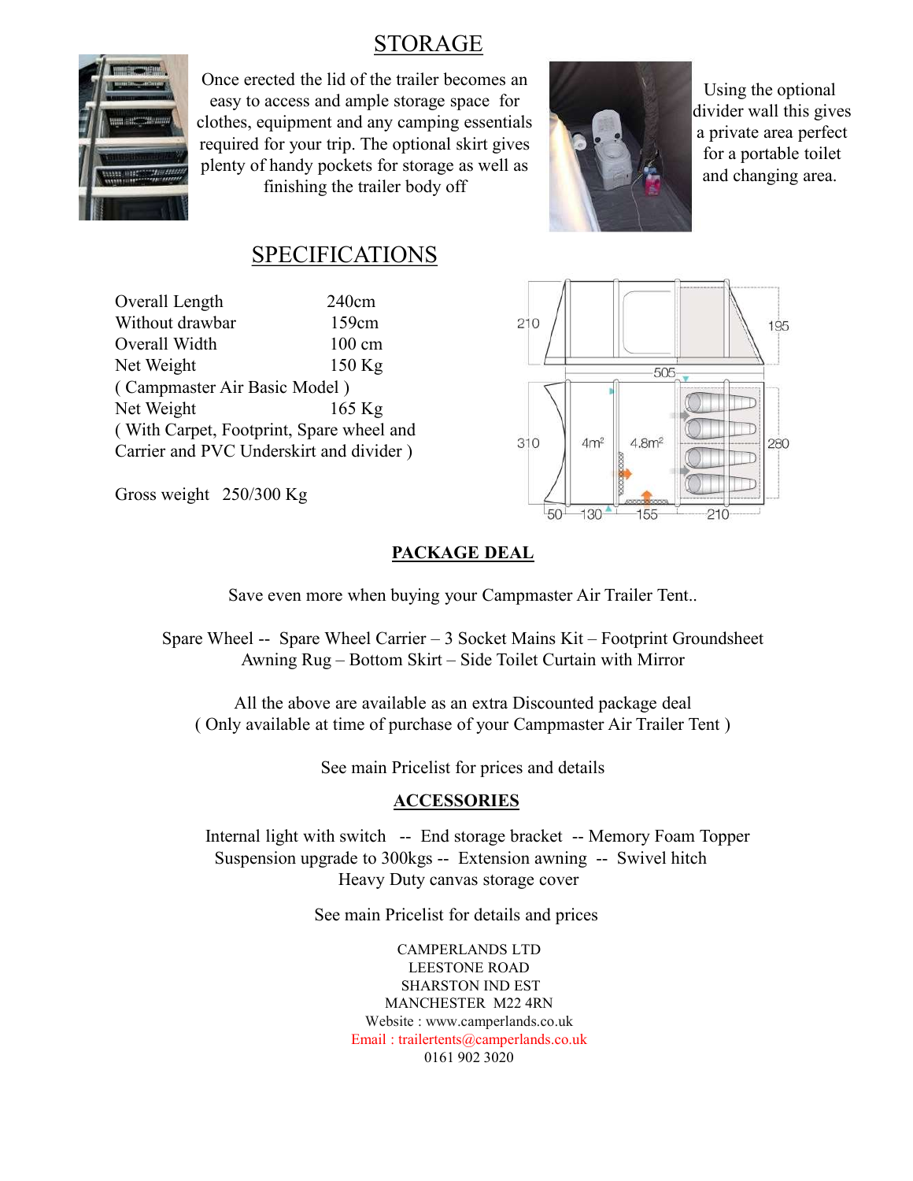## STORAGE

Once erected the lid of the trailer becomes an easy to access and ample storage space for clothes, equipment and any camping essentials required for your trip. The optional skirt gives plenty of handy pockets for storage as well as finishing the trailer body off

Using the optional divider wall this gives a private area perfect for a portable toilet and changing area.

## SPECIFICATIONS

| | |
|---|---|
| Overall Length | 240cm |
| Without drawbar | 159cm |
| Overall Width | 100 cm |
| Net Weight | 150 Kg |
| ( Campmaster Air Basic Model ) | |
| Net Weight | 165 Kg |
| ( With Carpet, Footprint, Spare wheel and Carrier and PVC Underskirt and divider ) | |

Gross weight 250/300 Kg

210
195
505
310
4m²
4.8m²
280
50
130
155
210

## PACKAGE DEAL

Save even more when buying your Campmaster Air Trailer Tent..

Spare Wheel -- Spare Wheel Carrier – 3 Socket Mains Kit – Footprint Groundsheet
Awning Rug – Bottom Skirt – Side Toilet Curtain with Mirror

All the above are available as an extra Discounted package deal
( Only available at time of purchase of your Campmaster Air Trailer Tent )

See main Pricelist for prices and details

## ACCESSORIES

Internal light with switch -- End storage bracket -- Memory Foam Topper
Suspension upgrade to 300kgs -- Extension awning -- Swivel hitch
Heavy Duty canvas storage cover

See main Pricelist for details and prices

CAMPERLANDS LTD
LEESTONE ROAD
SHARSTON IND EST
MANCHESTER M22 4RN
Website : www.camperlands.co.uk
Email : trailertents@camperlands.co.uk
0161 902 3020